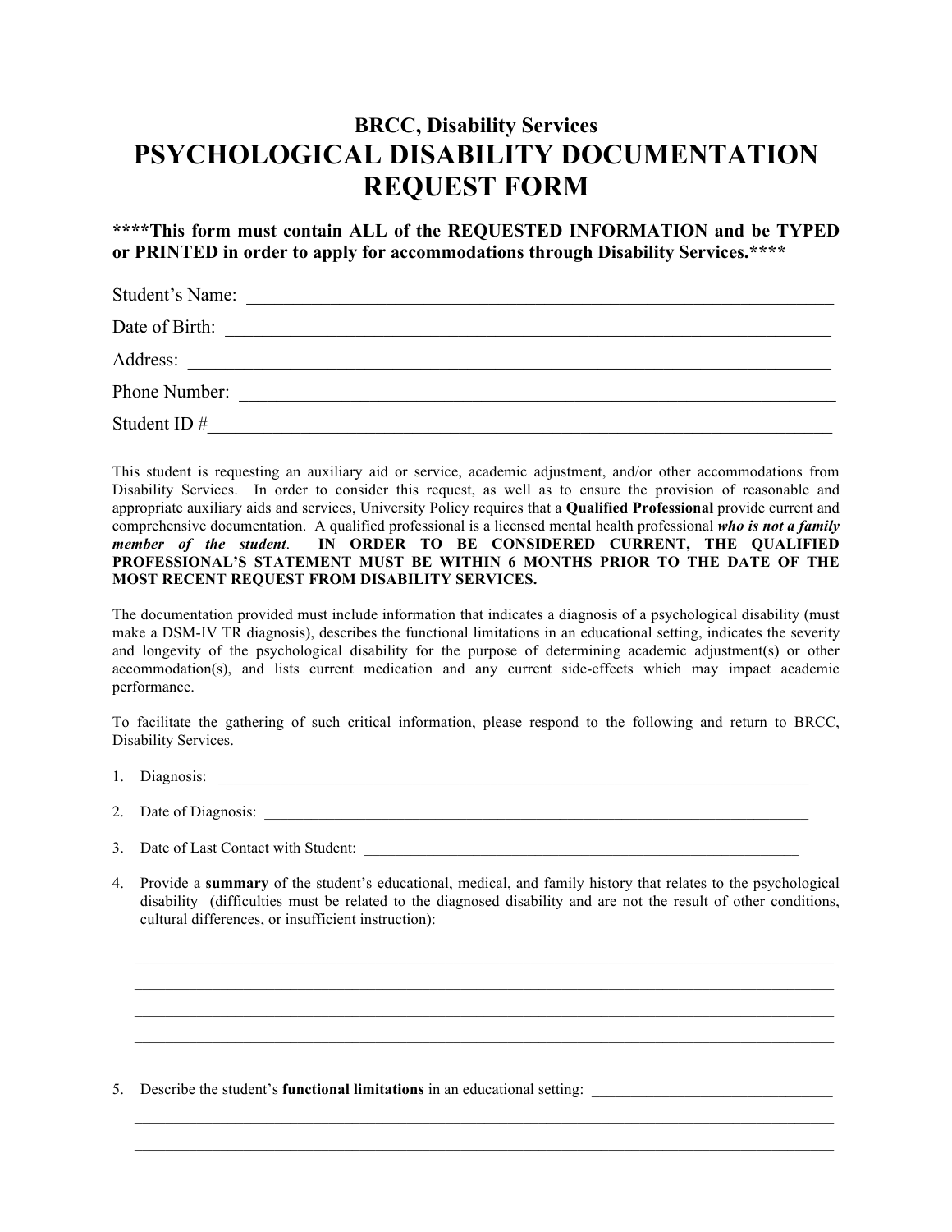**BRCC, Disability Services**

# PSYCHOLOGICAL DISABILITY DOCUMENTATION REQUEST FORM

**\*\*\*\*This form must contain ALL of the REQUESTED INFORMATION and be TYPED or PRINTED in order to apply for accommodations through Disability Services.\*\*\*\***

Student's Name: ______________________________________________________________

Date of Birth: ______________________________________________________________

Address: ______________________________________________________________

Phone Number: ______________________________________________________________

Student ID #______________________________________________________________

This student is requesting an auxiliary aid or service, academic adjustment, and/or other accommodations from Disability Services. In order to consider this request, as well as to ensure the provision of reasonable and appropriate auxiliary aids and services, University Policy requires that a **Qualified Professional** provide current and comprehensive documentation. A qualified professional is a licensed mental health professional ***who is not a family member of the student***. **IN ORDER TO BE CONSIDERED CURRENT, THE QUALIFIED PROFESSIONAL'S STATEMENT MUST BE WITHIN 6 MONTHS PRIOR TO THE DATE OF THE MOST RECENT REQUEST FROM DISABILITY SERVICES.**

The documentation provided must include information that indicates a diagnosis of a psychological disability (must make a DSM-IV TR diagnosis), describes the functional limitations in an educational setting, indicates the severity and longevity of the psychological disability for the purpose of determining academic adjustment(s) or other accommodation(s), and lists current medication and any current side-effects which may impact academic performance.

To facilitate the gathering of such critical information, please respond to the following and return to BRCC, Disability Services.

1. Diagnosis: ______________________________________________________________

2. Date of Diagnosis: ______________________________________________________________

3. Date of Last Contact with Student: ______________________________________________________________

4. Provide a **summary** of the student's educational, medical, and family history that relates to the psychological disability (difficulties must be related to the diagnosed disability and are not the result of other conditions, cultural differences, or insufficient instruction):

   ______________________________________________________________

   ______________________________________________________________

   ______________________________________________________________

   ______________________________________________________________

5. Describe the student's **functional limitations** in an educational setting: ______________________________

   ______________________________________________________________

   ______________________________________________________________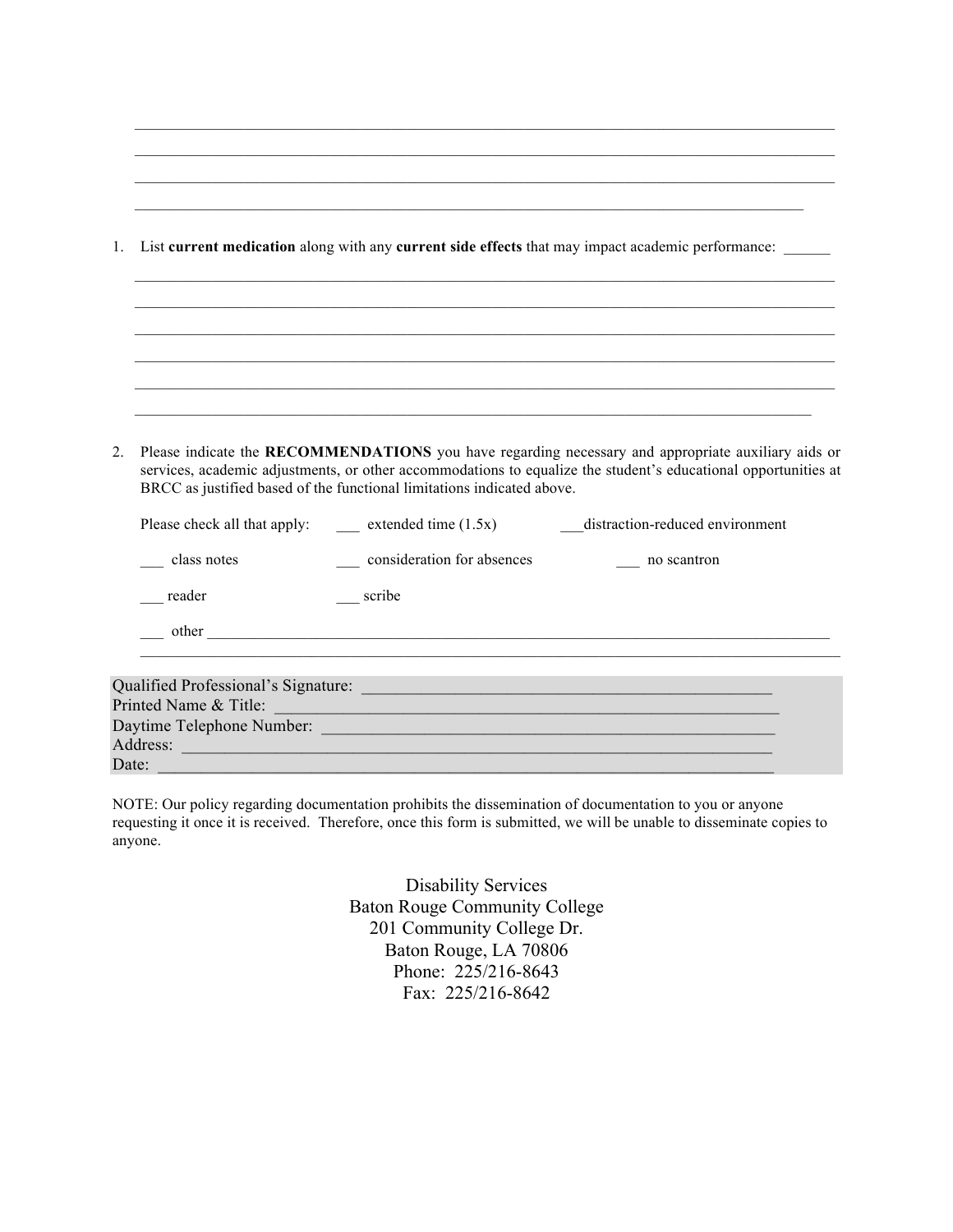_______________________________________________________________________________________

_______________________________________________________________________________________

_______________________________________________________________________________________

___________________________________________________________________________________

1. List **current medication** along with any **current side effects** that may impact academic performance: ______

   _______________________________________________________________________________________

   _______________________________________________________________________________________

   _______________________________________________________________________________________

   _______________________________________________________________________________________

   _______________________________________________________________________________________

   ___________________________________________________________________________________

2. Please indicate the **RECOMMENDATIONS** you have regarding necessary and appropriate auxiliary aids or services, academic adjustments, or other accommodations to equalize the student's educational opportunities at BRCC as justified based of the functional limitations indicated above.

   Please check all that apply: ___ extended time (1.5x) ___distraction-reduced environment

   ___ class notes ___ consideration for absences ___ no scantron

   ___ reader ___ scribe

   ___ other ___________________________________________________________________________

   _______________________________________________________________________________________

Qualified Professional's Signature: _______________________________________________

Printed Name & Title: ______________________________________________________

Daytime Telephone Number: _________________________________________________

Address: __________________________________________________________________

Date: ____________________________________________________________________

NOTE: Our policy regarding documentation prohibits the dissemination of documentation to you or anyone requesting it once it is received. Therefore, once this form is submitted, we will be unable to disseminate copies to anyone.

Disability Services
Baton Rouge Community College
201 Community College Dr.
Baton Rouge, LA 70806
Phone: 225/216-8643
Fax: 225/216-8642